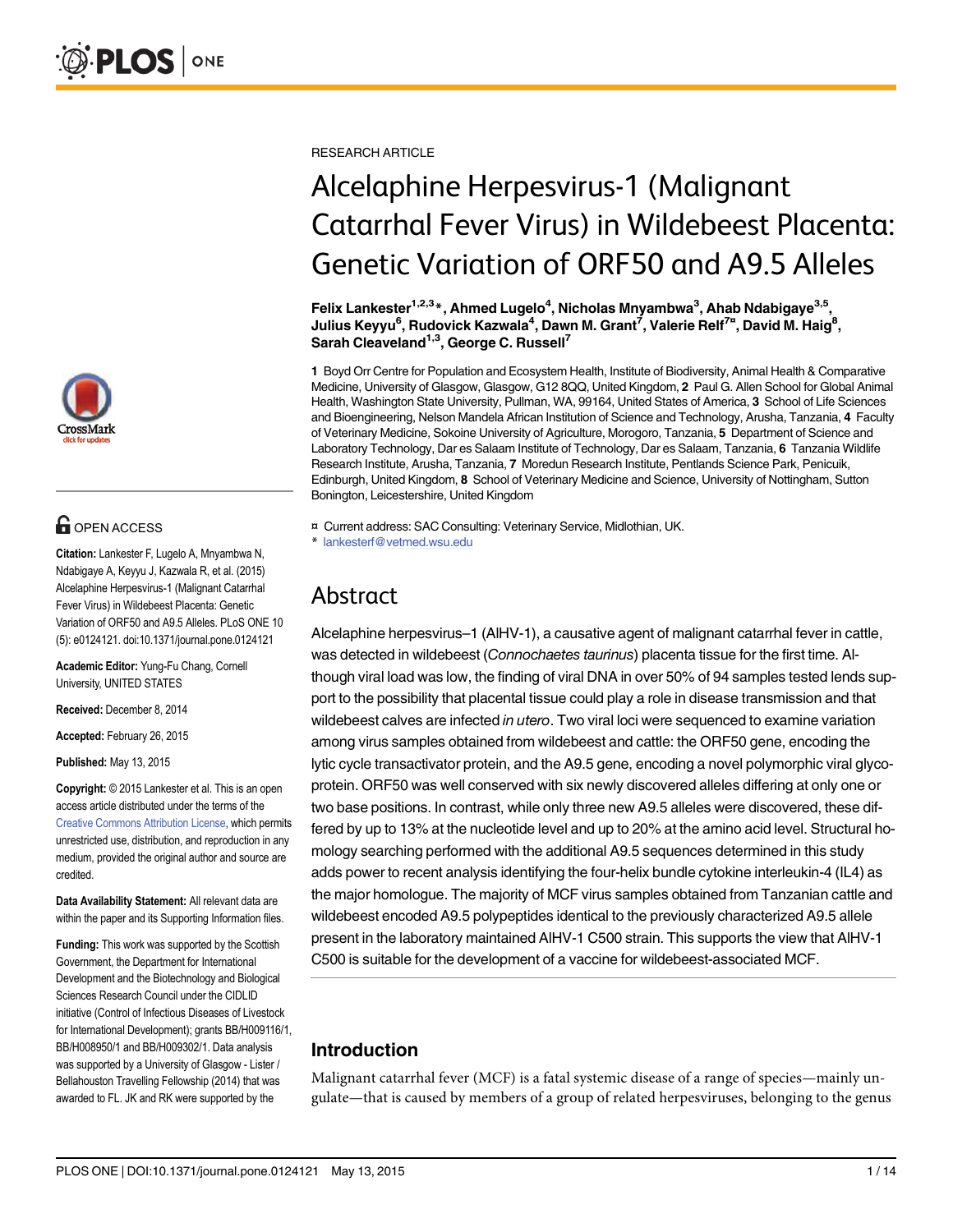RESEARCH ARTICLE

# Alcelaphine Herpesvirus-1 (Malignant Catarrhal Fever Virus) in Wildebeest Placenta: Genetic Variation of ORF50 and A9.5 Alleles

**Felix Lankester[1,2,3]\*, Ahmed Lugelo[4], Nicholas Mnyambwa[3], Ahab Ndabigaye[3,5], Julius Keyyu[6], Rudovick Kazwala[4], Dawn M. Grant[7], Valerie Relf[7¤], David M. Haig[8], Sarah Cleaveland[1,3], George C. Russell[7]**

**1** Boyd Orr Centre for Population and Ecosystem Health, Institute of Biodiversity, Animal Health & Comparative Medicine, University of Glasgow, Glasgow, G12 8QQ, United Kingdom, **2** Paul G. Allen School for Global Animal Health, Washington State University, Pullman, WA, 99164, United States of America, **3** School of Life Sciences and Bioengineering, Nelson Mandela African Institution of Science and Technology, Arusha, Tanzania, **4** Faculty of Veterinary Medicine, Sokoine University of Agriculture, Morogoro, Tanzania, **5** Department of Science and Laboratory Technology, Dar es Salaam Institute of Technology, Dar es Salaam, Tanzania, **6** Tanzania Wildlife Research Institute, Arusha, Tanzania, **7** Moredun Research Institute, Pentlands Science Park, Penicuik, Edinburgh, United Kingdom, **8** School of Veterinary Medicine and Science, University of Nottingham, Sutton Bonington, Leicestershire, United Kingdom

¤ Current address: SAC Consulting: Veterinary Service, Midlothian, UK.
\* lankesterf@vetmed.wsu.edu

OPEN ACCESS

**Citation:** Lankester F, Lugelo A, Mnyambwa N, Ndabigaye A, Keyyu J, Kazwala R, et al. (2015) Alcelaphine Herpesvirus-1 (Malignant Catarrhal Fever Virus) in Wildebeest Placenta: Genetic Variation of ORF50 and A9.5 Alleles. PLoS ONE 10 (5): e0124121. doi:10.1371/journal.pone.0124121

**Academic Editor:** Yung-Fu Chang, Cornell University, UNITED STATES

**Received:** December 8, 2014

**Accepted:** February 26, 2015

**Published:** May 13, 2015

**Copyright:** © 2015 Lankester et al. This is an open access article distributed under the terms of the Creative Commons Attribution License, which permits unrestricted use, distribution, and reproduction in any medium, provided the original author and source are credited.

**Data Availability Statement:** All relevant data are within the paper and its Supporting Information files.

**Funding:** This work was supported by the Scottish Government, the Department for International Development and the Biotechnology and Biological Sciences Research Council under the CIDLID initiative (Control of Infectious Diseases of Livestock for International Development); grants BB/H009116/1, BB/H008950/1 and BB/H009302/1. Data analysis was supported by a University of Glasgow - Lister / Bellahouston Travelling Fellowship (2014) that was awarded to FL. JK and RK were supported by the

## Abstract

Alcelaphine herpesvirus–1 (AlHV-1), a causative agent of malignant catarrhal fever in cattle, was detected in wildebeest (*Connochaetes taurinus*) placenta tissue for the first time. Although viral load was low, the finding of viral DNA in over 50% of 94 samples tested lends support to the possibility that placental tissue could play a role in disease transmission and that wildebeest calves are infected *in utero*. Two viral loci were sequenced to examine variation among virus samples obtained from wildebeest and cattle: the ORF50 gene, encoding the lytic cycle transactivator protein, and the A9.5 gene, encoding a novel polymorphic viral glycoprotein. ORF50 was well conserved with six newly discovered alleles differing at only one or two base positions. In contrast, while only three new A9.5 alleles were discovered, these differed by up to 13% at the nucleotide level and up to 20% at the amino acid level. Structural homology searching performed with the additional A9.5 sequences determined in this study adds power to recent analysis identifying the four-helix bundle cytokine interleukin-4 (IL4) as the major homologue. The majority of MCF virus samples obtained from Tanzanian cattle and wildebeest encoded A9.5 polypeptides identical to the previously characterized A9.5 allele present in the laboratory maintained AlHV-1 C500 strain. This supports the view that AlHV-1 C500 is suitable for the development of a vaccine for wildebeest-associated MCF.

## Introduction

Malignant catarrhal fever (MCF) is a fatal systemic disease of a range of species—mainly ungulate—that is caused by members of a group of related herpesviruses, belonging to the genus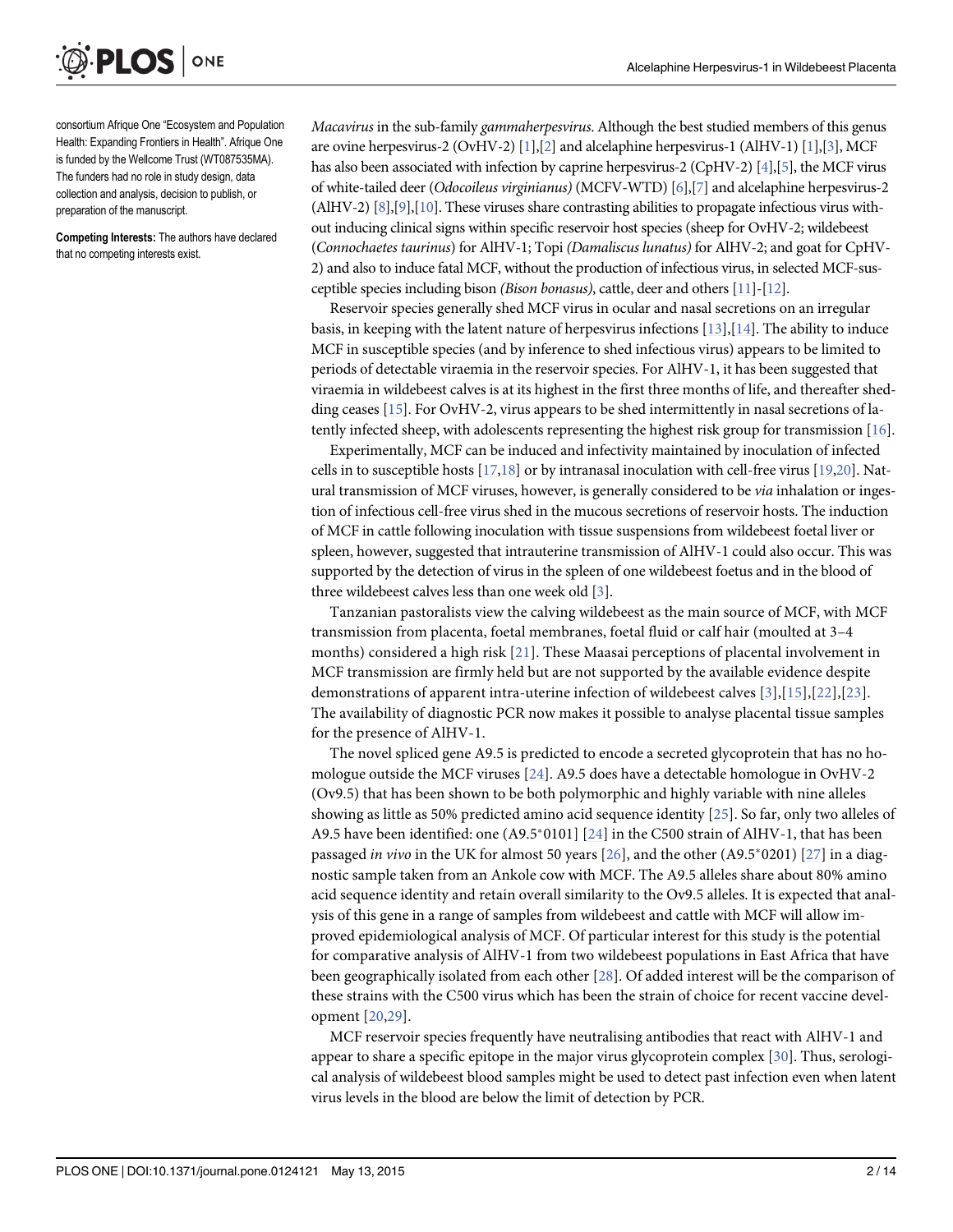consortium Afrique One "Ecosystem and Population Health: Expanding Frontiers in Health". Afrique One is funded by the Wellcome Trust (WT087535MA). The funders had no role in study design, data collection and analysis, decision to publish, or preparation of the manuscript.

**Competing Interests:** The authors have declared that no competing interests exist.

*Macavirus* in the sub-family *gammaherpesvirus*. Although the best studied members of this genus are ovine herpesvirus-2 (OvHV-2) [1],[2] and alcelaphine herpesvirus-1 (AlHV-1) [1],[3], MCF has also been associated with infection by caprine herpesvirus-2 (CpHV-2) [4],[5], the MCF virus of white-tailed deer (*Odocoileus virginianus)* (MCFV-WTD) [6],[7] and alcelaphine herpesvirus-2 (AlHV-2) [8],[9],[10]. These viruses share contrasting abilities to propagate infectious virus without inducing clinical signs within specific reservoir host species (sheep for OvHV-2; wildebeest (*Connochaetes taurinus*) for AlHV-1; Topi *(Damaliscus lunatus)* for AlHV-2; and goat for CpHV-2) and also to induce fatal MCF, without the production of infectious virus, in selected MCF-susceptible species including bison *(Bison bonasus)*, cattle, deer and others [11]-[12].

Reservoir species generally shed MCF virus in ocular and nasal secretions on an irregular basis, in keeping with the latent nature of herpesvirus infections [13],[14]. The ability to induce MCF in susceptible species (and by inference to shed infectious virus) appears to be limited to periods of detectable viraemia in the reservoir species. For AlHV-1, it has been suggested that viraemia in wildebeest calves is at its highest in the first three months of life, and thereafter shedding ceases [15]. For OvHV-2, virus appears to be shed intermittently in nasal secretions of latently infected sheep, with adolescents representing the highest risk group for transmission [16].

Experimentally, MCF can be induced and infectivity maintained by inoculation of infected cells in to susceptible hosts [17,18] or by intranasal inoculation with cell-free virus [19,20]. Natural transmission of MCF viruses, however, is generally considered to be *via* inhalation or ingestion of infectious cell-free virus shed in the mucous secretions of reservoir hosts. The induction of MCF in cattle following inoculation with tissue suspensions from wildebeest foetal liver or spleen, however, suggested that intrauterine transmission of AlHV-1 could also occur. This was supported by the detection of virus in the spleen of one wildebeest foetus and in the blood of three wildebeest calves less than one week old [3].

Tanzanian pastoralists view the calving wildebeest as the main source of MCF, with MCF transmission from placenta, foetal membranes, foetal fluid or calf hair (moulted at 3–4 months) considered a high risk [21]. These Maasai perceptions of placental involvement in MCF transmission are firmly held but are not supported by the available evidence despite demonstrations of apparent intra-uterine infection of wildebeest calves [3],[15],[22],[23]. The availability of diagnostic PCR now makes it possible to analyse placental tissue samples for the presence of AlHV-1.

The novel spliced gene A9.5 is predicted to encode a secreted glycoprotein that has no homologue outside the MCF viruses [24]. A9.5 does have a detectable homologue in OvHV-2 (Ov9.5) that has been shown to be both polymorphic and highly variable with nine alleles showing as little as 50% predicted amino acid sequence identity [25]. So far, only two alleles of A9.5 have been identified: one (A9.5*0101] [24] in the C500 strain of AlHV-1, that has been passaged *in vivo* in the UK for almost 50 years [26], and the other (A9.5*0201) [27] in a diagnostic sample taken from an Ankole cow with MCF. The A9.5 alleles share about 80% amino acid sequence identity and retain overall similarity to the Ov9.5 alleles. It is expected that analysis of this gene in a range of samples from wildebeest and cattle with MCF will allow improved epidemiological analysis of MCF. Of particular interest for this study is the potential for comparative analysis of AlHV-1 from two wildebeest populations in East Africa that have been geographically isolated from each other [28]. Of added interest will be the comparison of these strains with the C500 virus which has been the strain of choice for recent vaccine development [20,29].

MCF reservoir species frequently have neutralising antibodies that react with AlHV-1 and appear to share a specific epitope in the major virus glycoprotein complex [30]. Thus, serological analysis of wildebeest blood samples might be used to detect past infection even when latent virus levels in the blood are below the limit of detection by PCR.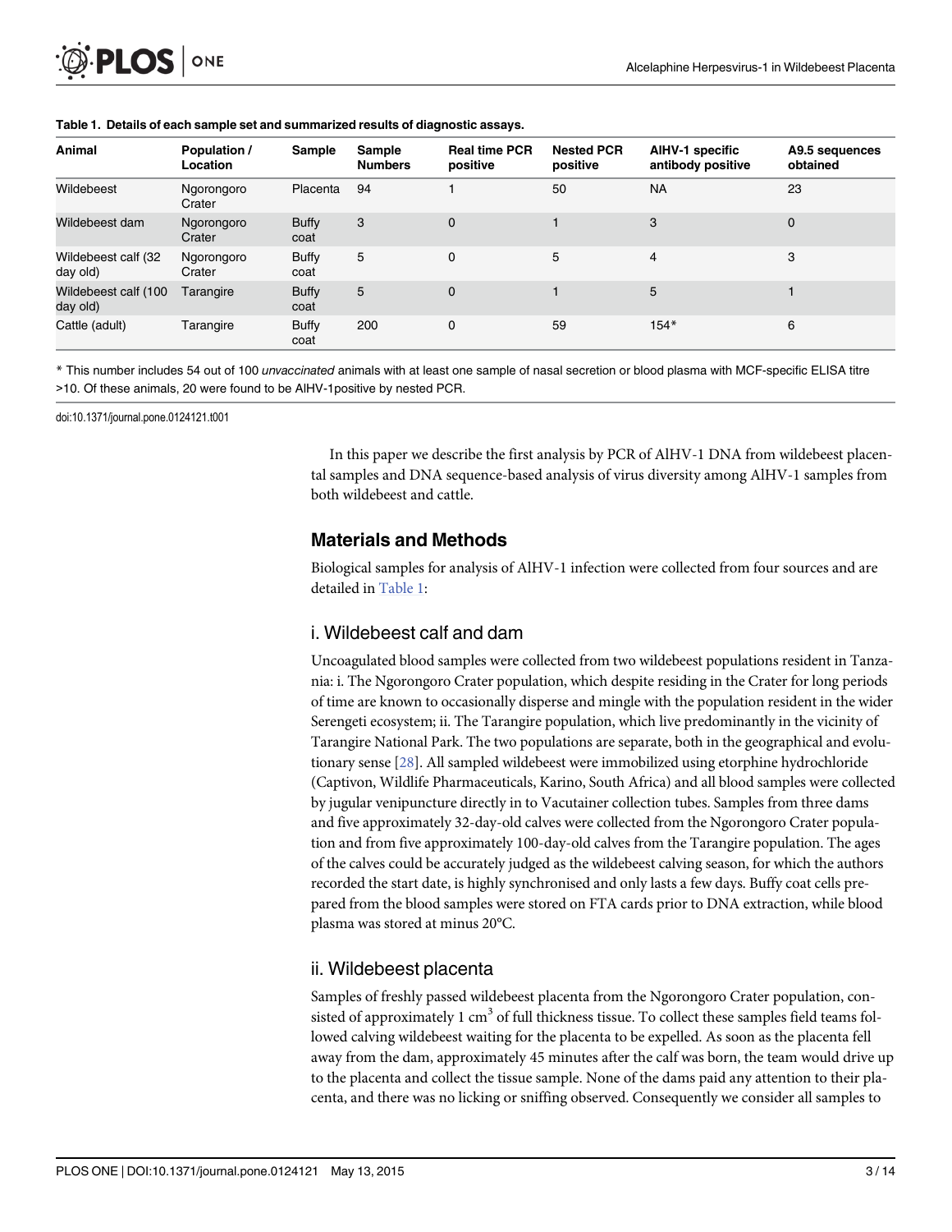**Table 1. Details of each sample set and summarized results of diagnostic assays.**

| Animal | Population / Location | Sample | Sample Numbers | Real time PCR positive | Nested PCR positive | AlHV-1 specific antibody positive | A9.5 sequences obtained |
|---|---|---|---|---|---|---|---|
| Wildebeest | Ngorongoro Crater | Placenta | 94 | 1 | 50 | NA | 23 |
| Wildebeest dam | Ngorongoro Crater | Buffy coat | 3 | 0 | 1 | 3 | 0 |
| Wildebeest calf (32 day old) | Ngorongoro Crater | Buffy coat | 5 | 0 | 5 | 4 | 3 |
| Wildebeest calf (100 day old) | Tarangire | Buffy coat | 5 | 0 | 1 | 5 | 1 |
| Cattle (adult) | Tarangire | Buffy coat | 200 | 0 | 59 | 154* | 6 |

* This number includes 54 out of 100 *unvaccinated* animals with at least one sample of nasal secretion or blood plasma with MCF-specific ELISA titre >10. Of these animals, 20 were found to be AlHV-1positive by nested PCR.

doi:10.1371/journal.pone.0124121.t001

In this paper we describe the first analysis by PCR of AlHV-1 DNA from wildebeest placental samples and DNA sequence-based analysis of virus diversity among AlHV-1 samples from both wildebeest and cattle.

## Materials and Methods

Biological samples for analysis of AlHV-1 infection were collected from four sources and are detailed in Table 1:

### i. Wildebeest calf and dam

Uncoagulated blood samples were collected from two wildebeest populations resident in Tanzania: i. The Ngorongoro Crater population, which despite residing in the Crater for long periods of time are known to occasionally disperse and mingle with the population resident in the wider Serengeti ecosystem; ii. The Tarangire population, which live predominantly in the vicinity of Tarangire National Park. The two populations are separate, both in the geographical and evolutionary sense [28]. All sampled wildebeest were immobilized using etorphine hydrochloride (Captivon, Wildlife Pharmaceuticals, Karino, South Africa) and all blood samples were collected by jugular venipuncture directly in to Vacutainer collection tubes. Samples from three dams and five approximately 32-day-old calves were collected from the Ngorongoro Crater population and from five approximately 100-day-old calves from the Tarangire population. The ages of the calves could be accurately judged as the wildebeest calving season, for which the authors recorded the start date, is highly synchronised and only lasts a few days. Buffy coat cells prepared from the blood samples were stored on FTA cards prior to DNA extraction, while blood plasma was stored at minus 20°C.

### ii. Wildebeest placenta

Samples of freshly passed wildebeest placenta from the Ngorongoro Crater population, consisted of approximately 1 $cm^3$ of full thickness tissue. To collect these samples field teams followed calving wildebeest waiting for the placenta to be expelled. As soon as the placenta fell away from the dam, approximately 45 minutes after the calf was born, the team would drive up to the placenta and collect the tissue sample. None of the dams paid any attention to their placenta, and there was no licking or sniffing observed. Consequently we consider all samples to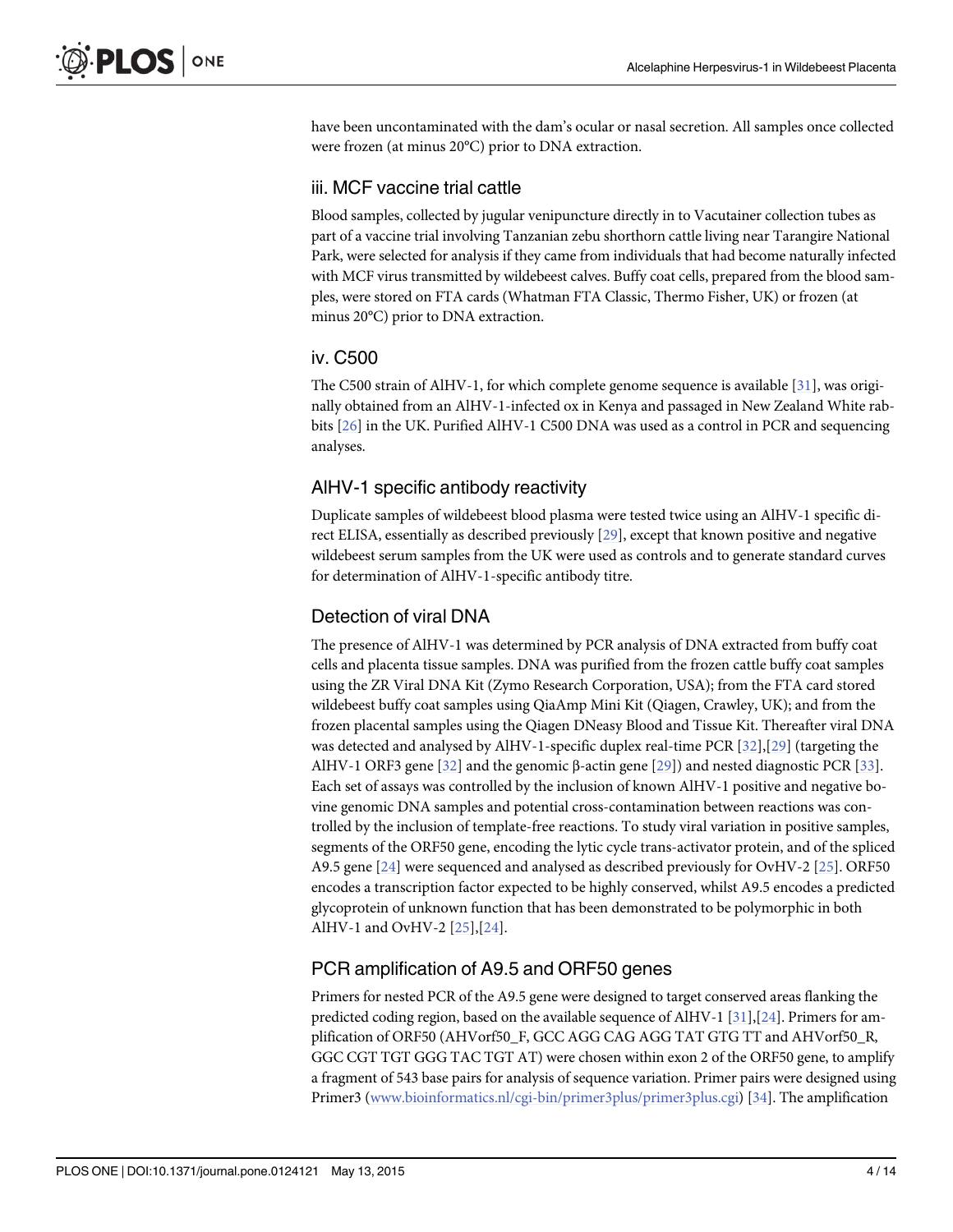have been uncontaminated with the dam's ocular or nasal secretion. All samples once collected were frozen (at minus 20°C) prior to DNA extraction.

### iii. MCF vaccine trial cattle

Blood samples, collected by jugular venipuncture directly in to Vacutainer collection tubes as part of a vaccine trial involving Tanzanian zebu shorthorn cattle living near Tarangire National Park, were selected for analysis if they came from individuals that had become naturally infected with MCF virus transmitted by wildebeest calves. Buffy coat cells, prepared from the blood samples, were stored on FTA cards (Whatman FTA Classic, Thermo Fisher, UK) or frozen (at minus 20°C) prior to DNA extraction.

### iv. C500

The C500 strain of AlHV-1, for which complete genome sequence is available [31], was originally obtained from an AlHV-1-infected ox in Kenya and passaged in New Zealand White rabbits [26] in the UK. Purified AlHV-1 C500 DNA was used as a control in PCR and sequencing analyses.

## AlHV-1 specific antibody reactivity

Duplicate samples of wildebeest blood plasma were tested twice using an AlHV-1 specific direct ELISA, essentially as described previously [29], except that known positive and negative wildebeest serum samples from the UK were used as controls and to generate standard curves for determination of AlHV-1-specific antibody titre.

## Detection of viral DNA

The presence of AlHV-1 was determined by PCR analysis of DNA extracted from buffy coat cells and placenta tissue samples. DNA was purified from the frozen cattle buffy coat samples using the ZR Viral DNA Kit (Zymo Research Corporation, USA); from the FTA card stored wildebeest buffy coat samples using QiaAmp Mini Kit (Qiagen, Crawley, UK); and from the frozen placental samples using the Qiagen DNeasy Blood and Tissue Kit. Thereafter viral DNA was detected and analysed by AlHV-1-specific duplex real-time PCR [32],[29] (targeting the AlHV-1 ORF3 gene [32] and the genomic β-actin gene [29]) and nested diagnostic PCR [33]. Each set of assays was controlled by the inclusion of known AlHV-1 positive and negative bovine genomic DNA samples and potential cross-contamination between reactions was controlled by the inclusion of template-free reactions. To study viral variation in positive samples, segments of the ORF50 gene, encoding the lytic cycle trans-activator protein, and of the spliced A9.5 gene [24] were sequenced and analysed as described previously for OvHV-2 [25]. ORF50 encodes a transcription factor expected to be highly conserved, whilst A9.5 encodes a predicted glycoprotein of unknown function that has been demonstrated to be polymorphic in both AlHV-1 and OvHV-2 [25],[24].

## PCR amplification of A9.5 and ORF50 genes

Primers for nested PCR of the A9.5 gene were designed to target conserved areas flanking the predicted coding region, based on the available sequence of AlHV-1 [31],[24]. Primers for amplification of ORF50 (AHVorf50_F, GCC AGG CAG AGG TAT GTG TT and AHVorf50_R, GGC CGT TGT GGG TAC TGT AT) were chosen within exon 2 of the ORF50 gene, to amplify a fragment of 543 base pairs for analysis of sequence variation. Primer pairs were designed using Primer3 (www.bioinformatics.nl/cgi-bin/primer3plus/primer3plus.cgi) [34]. The amplification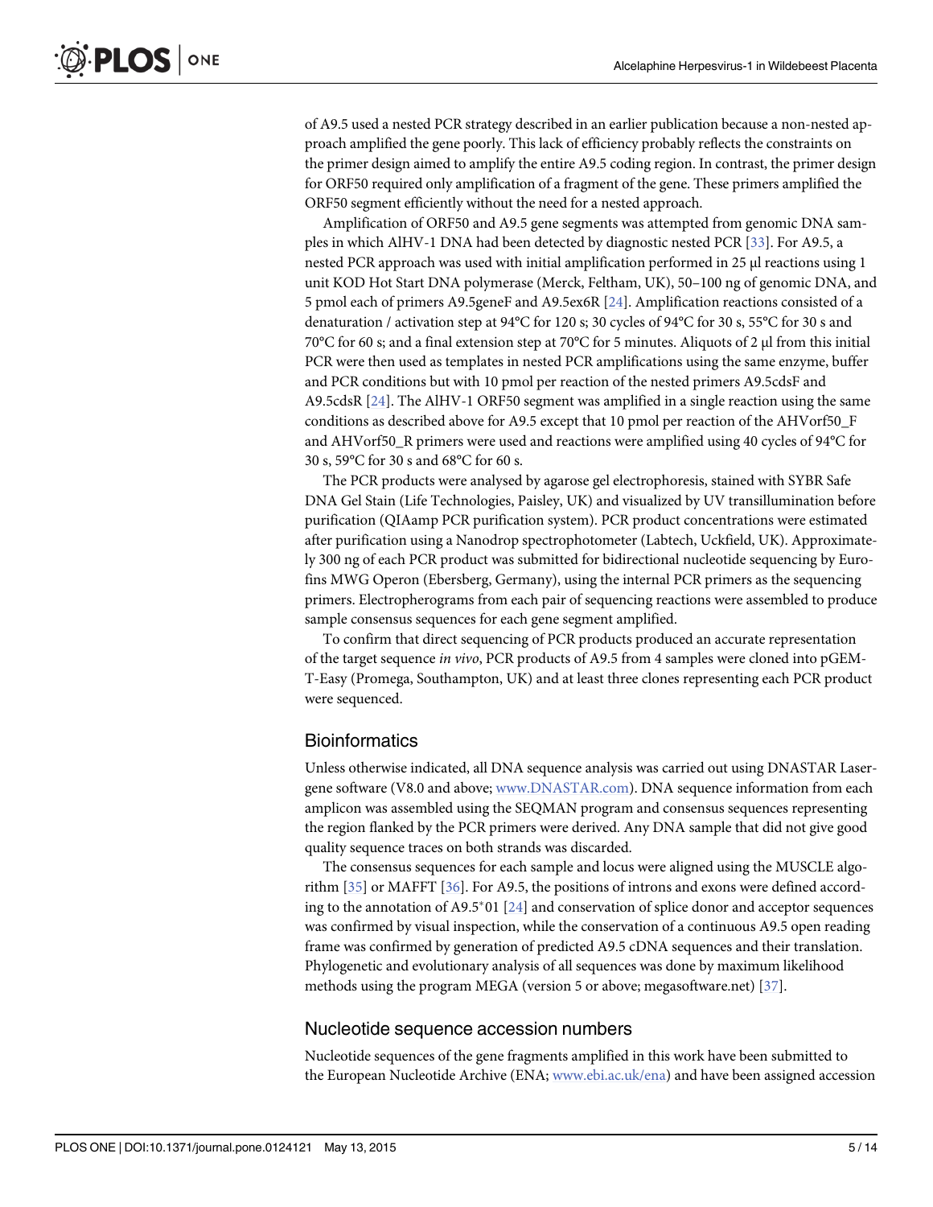of A9.5 used a nested PCR strategy described in an earlier publication because a non-nested approach amplified the gene poorly. This lack of efficiency probably reflects the constraints on the primer design aimed to amplify the entire A9.5 coding region. In contrast, the primer design for ORF50 required only amplification of a fragment of the gene. These primers amplified the ORF50 segment efficiently without the need for a nested approach.

Amplification of ORF50 and A9.5 gene segments was attempted from genomic DNA samples in which AlHV-1 DNA had been detected by diagnostic nested PCR [33]. For A9.5, a nested PCR approach was used with initial amplification performed in 25 μl reactions using 1 unit KOD Hot Start DNA polymerase (Merck, Feltham, UK), 50–100 ng of genomic DNA, and 5 pmol each of primers A9.5geneF and A9.5ex6R [24]. Amplification reactions consisted of a denaturation / activation step at 94°C for 120 s; 30 cycles of 94°C for 30 s, 55°C for 30 s and 70°C for 60 s; and a final extension step at 70°C for 5 minutes. Aliquots of 2 μl from this initial PCR were then used as templates in nested PCR amplifications using the same enzyme, buffer and PCR conditions but with 10 pmol per reaction of the nested primers A9.5cdsF and A9.5cdsR [24]. The AlHV-1 ORF50 segment was amplified in a single reaction using the same conditions as described above for A9.5 except that 10 pmol per reaction of the AHVorf50_F and AHVorf50_R primers were used and reactions were amplified using 40 cycles of 94°C for 30 s, 59°C for 30 s and 68°C for 60 s.

The PCR products were analysed by agarose gel electrophoresis, stained with SYBR Safe DNA Gel Stain (Life Technologies, Paisley, UK) and visualized by UV transillumination before purification (QIAamp PCR purification system). PCR product concentrations were estimated after purification using a Nanodrop spectrophotometer (Labtech, Uckfield, UK). Approximately 300 ng of each PCR product was submitted for bidirectional nucleotide sequencing by Eurofins MWG Operon (Ebersberg, Germany), using the internal PCR primers as the sequencing primers. Electropherograms from each pair of sequencing reactions were assembled to produce sample consensus sequences for each gene segment amplified.

To confirm that direct sequencing of PCR products produced an accurate representation of the target sequence *in vivo*, PCR products of A9.5 from 4 samples were cloned into pGEM-T-Easy (Promega, Southampton, UK) and at least three clones representing each PCR product were sequenced.

## Bioinformatics

Unless otherwise indicated, all DNA sequence analysis was carried out using DNASTAR Lasergene software (V8.0 and above; www.DNASTAR.com). DNA sequence information from each amplicon was assembled using the SEQMAN program and consensus sequences representing the region flanked by the PCR primers were derived. Any DNA sample that did not give good quality sequence traces on both strands was discarded.

The consensus sequences for each sample and locus were aligned using the MUSCLE algorithm [35] or MAFFT [36]. For A9.5, the positions of introns and exons were defined according to the annotation of A9.5*01 [24] and conservation of splice donor and acceptor sequences was confirmed by visual inspection, while the conservation of a continuous A9.5 open reading frame was confirmed by generation of predicted A9.5 cDNA sequences and their translation. Phylogenetic and evolutionary analysis of all sequences was done by maximum likelihood methods using the program MEGA (version 5 or above; megasoftware.net) [37].

## Nucleotide sequence accession numbers

Nucleotide sequences of the gene fragments amplified in this work have been submitted to the European Nucleotide Archive (ENA; www.ebi.ac.uk/ena) and have been assigned accession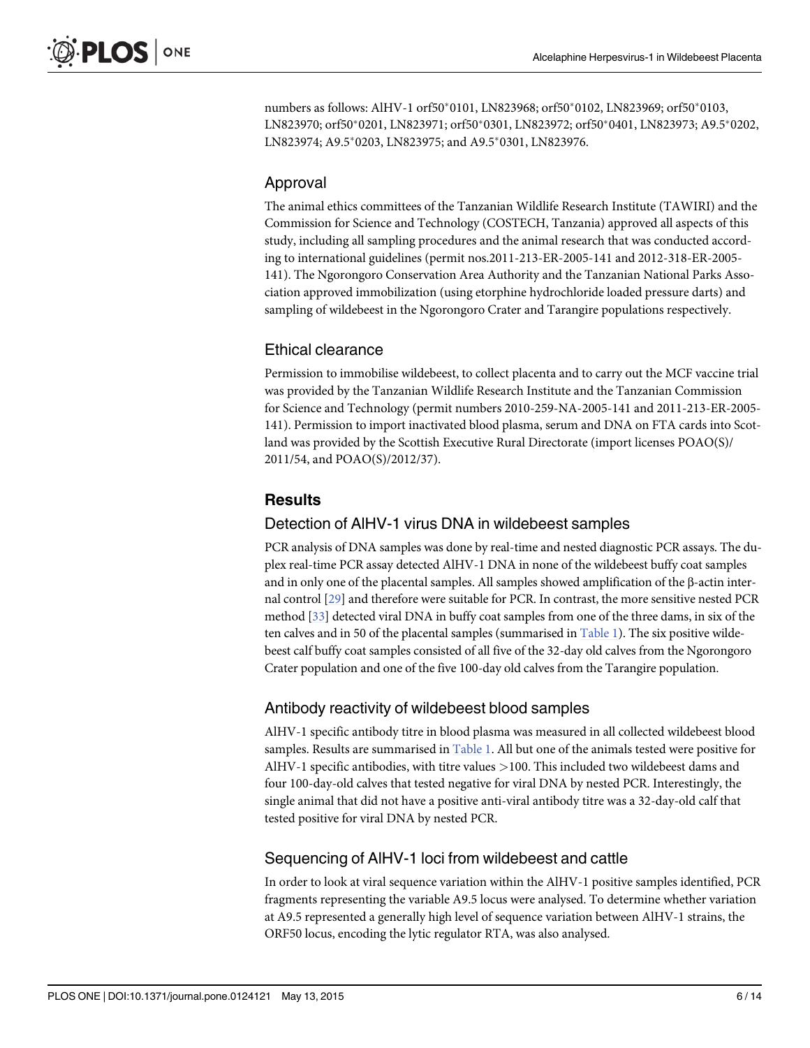numbers as follows: AlHV-1 orf50*0101, LN823968; orf50*0102, LN823969; orf50*0103, LN823970; orf50*0201, LN823971; orf50*0301, LN823972; orf50*0401, LN823973; A9.5*0202, LN823974; A9.5*0203, LN823975; and A9.5*0301, LN823976.

### Approval

The animal ethics committees of the Tanzanian Wildlife Research Institute (TAWIRI) and the Commission for Science and Technology (COSTECH, Tanzania) approved all aspects of this study, including all sampling procedures and the animal research that was conducted according to international guidelines (permit nos.2011-213-ER-2005-141 and 2012-318-ER-2005-141). The Ngorongoro Conservation Area Authority and the Tanzanian National Parks Association approved immobilization (using etorphine hydrochloride loaded pressure darts) and sampling of wildebeest in the Ngorongoro Crater and Tarangire populations respectively.

### Ethical clearance

Permission to immobilise wildebeest, to collect placenta and to carry out the MCF vaccine trial was provided by the Tanzanian Wildlife Research Institute and the Tanzanian Commission for Science and Technology (permit numbers 2010-259-NA-2005-141 and 2011-213-ER-2005-141). Permission to import inactivated blood plasma, serum and DNA on FTA cards into Scotland was provided by the Scottish Executive Rural Directorate (import licenses POAO(S)/2011/54, and POAO(S)/2012/37).

## Results

### Detection of AlHV-1 virus DNA in wildebeest samples

PCR analysis of DNA samples was done by real-time and nested diagnostic PCR assays. The duplex real-time PCR assay detected AlHV-1 DNA in none of the wildebeest buffy coat samples and in only one of the placental samples. All samples showed amplification of the β-actin internal control [29] and therefore were suitable for PCR. In contrast, the more sensitive nested PCR method [33] detected viral DNA in buffy coat samples from one of the three dams, in six of the ten calves and in 50 of the placental samples (summarised in Table 1). The six positive wildebeest calf buffy coat samples consisted of all five of the 32-day old calves from the Ngorongoro Crater population and one of the five 100-day old calves from the Tarangire population.

### Antibody reactivity of wildebeest blood samples

AlHV-1 specific antibody titre in blood plasma was measured in all collected wildebeest blood samples. Results are summarised in Table 1. All but one of the animals tested were positive for AlHV-1 specific antibodies, with titre values >100. This included two wildebeest dams and four 100-day-old calves that tested negative for viral DNA by nested PCR. Interestingly, the single animal that did not have a positive anti-viral antibody titre was a 32-day-old calf that tested positive for viral DNA by nested PCR.

### Sequencing of AlHV-1 loci from wildebeest and cattle

In order to look at viral sequence variation within the AlHV-1 positive samples identified, PCR fragments representing the variable A9.5 locus were analysed. To determine whether variation at A9.5 represented a generally high level of sequence variation between AlHV-1 strains, the ORF50 locus, encoding the lytic regulator RTA, was also analysed.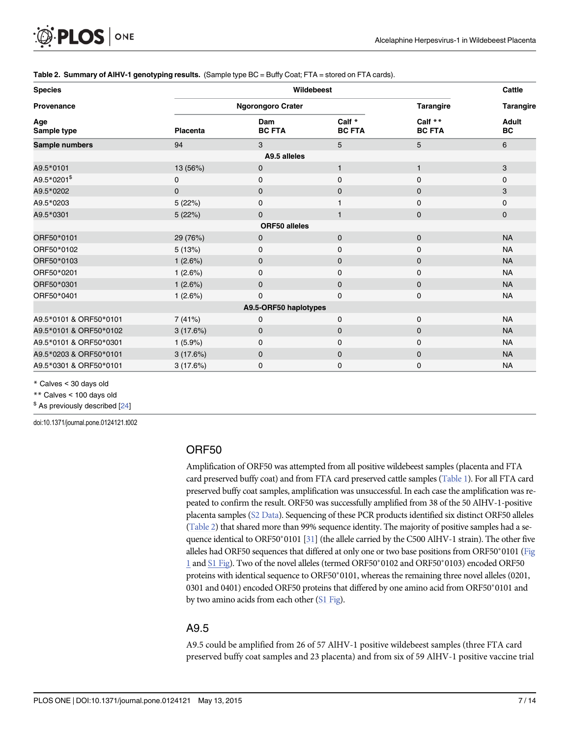**Table 2. Summary of AlHV-1 genotyping results.** (Sample type BC = Buffy Coat; FTA = stored on FTA cards).

| Species | Wildebeest | | | | Cattle |
|---|---|---|---|---|---|
| Provenance | Ngorongoro Crater | | | Tarangire | Tarangire |
| Age Sample type | Placenta | Dam BC FTA | Calf * BC FTA | Calf ** BC FTA | Adult BC |
| **Sample numbers** | 94 | 3 | 5 | 5 | 6 |
| **A9.5 alleles** | | | | | |
| A9.5*0101 | 13 (56%) | 0 | 1 | 1 | 3 |
| A9.5*0201[$] | 0 | 0 | 0 | 0 | 0 |
| A9.5*0202 | 0 | 0 | 0 | 0 | 3 |
| A9.5*0203 | 5 (22%) | 0 | 1 | 0 | 0 |
| A9.5*0301 | 5 (22%) | 0 | 1 | 0 | 0 |
| **ORF50 alleles** | | | | | |
| ORF50*0101 | 29 (76%) | 0 | 0 | 0 | NA |
| ORF50*0102 | 5 (13%) | 0 | 0 | 0 | NA |
| ORF50*0103 | 1 (2.6%) | 0 | 0 | 0 | NA |
| ORF50*0201 | 1 (2.6%) | 0 | 0 | 0 | NA |
| ORF50*0301 | 1 (2.6%) | 0 | 0 | 0 | NA |
| ORF50*0401 | 1 (2.6%) | 0 | 0 | 0 | NA |
| **A9.5-ORF50 haplotypes** | | | | | |
| A9.5*0101 & ORF50*0101 | 7 (41%) | 0 | 0 | 0 | NA |
| A9.5*0101 & ORF50*0102 | 3 (17.6%) | 0 | 0 | 0 | NA |
| A9.5*0101 & ORF50*0301 | 1 (5.9%) | 0 | 0 | 0 | NA |
| A9.5*0203 & ORF50*0101 | 3 (17.6%) | 0 | 0 | 0 | NA |
| A9.5*0301 & ORF50*0101 | 3 (17.6%) | 0 | 0 | 0 | NA |

* Calves < 30 days old

** Calves < 100 days old

$ As previously described [24]

doi:10.1371/journal.pone.0124121.t002

## ORF50

Amplification of ORF50 was attempted from all positive wildebeest samples (placenta and FTA card preserved buffy coat) and from FTA card preserved cattle samples (Table 1). For all FTA card preserved buffy coat samples, amplification was unsuccessful. In each case the amplification was repeated to confirm the result. ORF50 was successfully amplified from 38 of the 50 AlHV-1-positive placenta samples (S2 Data). Sequencing of these PCR products identified six distinct ORF50 alleles (Table 2) that shared more than 99% sequence identity. The majority of positive samples had a sequence identical to ORF50*0101 [31] (the allele carried by the C500 AlHV-1 strain). The other five alleles had ORF50 sequences that differed at only one or two base positions from ORF50*0101 (Fig 1 and S1 Fig). Two of the novel alleles (termed ORF50*0102 and ORF50*0103) encoded ORF50 proteins with identical sequence to ORF50*0101, whereas the remaining three novel alleles (0201, 0301 and 0401) encoded ORF50 proteins that differed by one amino acid from ORF50*0101 and by two amino acids from each other (S1 Fig).

## A9.5

A9.5 could be amplified from 26 of 57 AlHV-1 positive wildebeest samples (three FTA card preserved buffy coat samples and 23 placenta) and from six of 59 AlHV-1 positive vaccine trial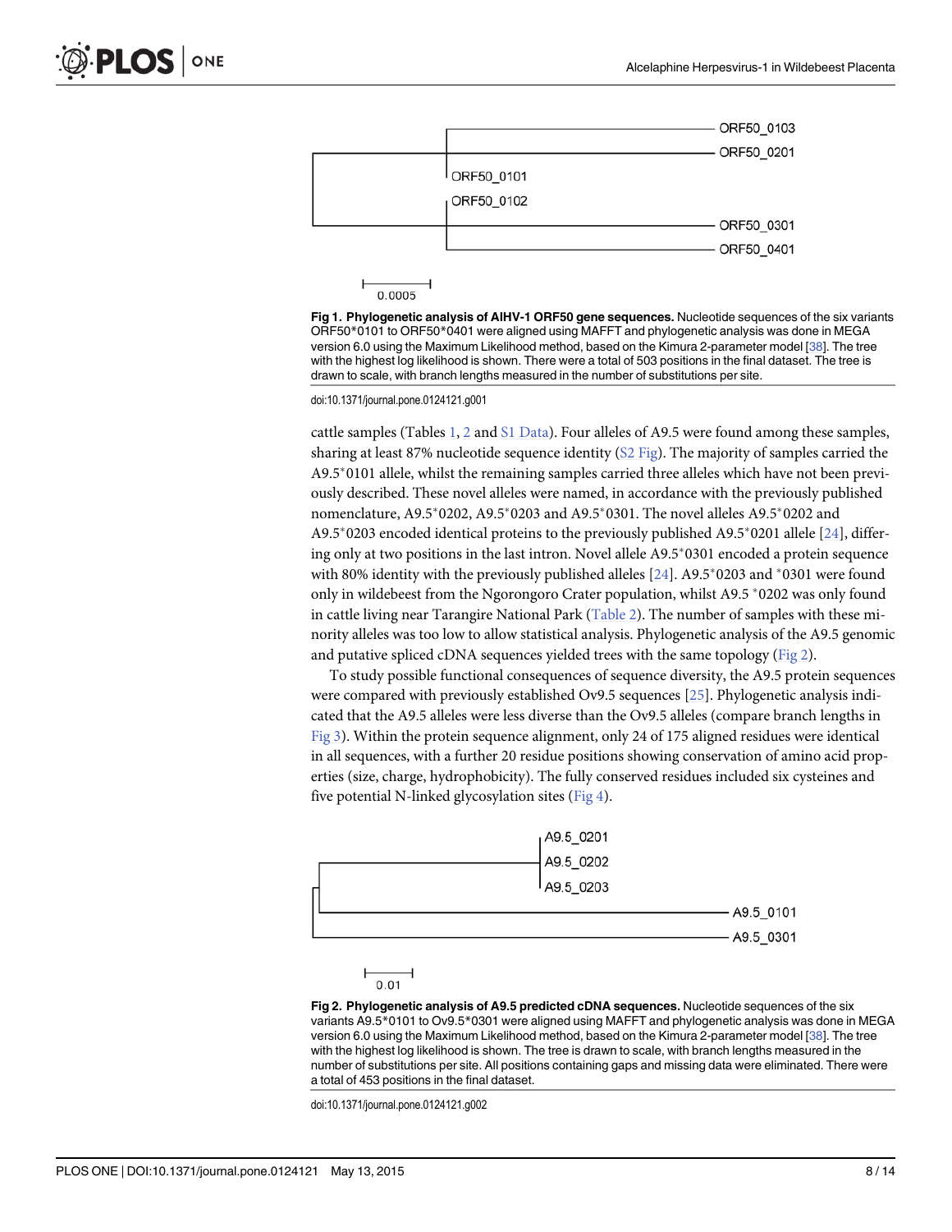Fig 1. Phylogenetic analysis of AlHV-1 ORF50 gene sequences. Nucleotide sequences of the six variants ORF50*0101 to ORF50*0401 were aligned using MAFFT and phylogenetic analysis was done in MEGA version 6.0 using the Maximum Likelihood method, based on the Kimura 2-parameter model [38]. The tree with the highest log likelihood is shown. There were a total of 503 positions in the final dataset. The tree is drawn to scale, with branch lengths measured in the number of substitutions per site.

doi:10.1371/journal.pone.0124121.g001

cattle samples (Tables 1, 2 and S1 Data). Four alleles of A9.5 were found among these samples, sharing at least 87% nucleotide sequence identity (S2 Fig). The majority of samples carried the A9.5*0101 allele, whilst the remaining samples carried three alleles which have not been previously described. These novel alleles were named, in accordance with the previously published nomenclature, A9.5*0202, A9.5*0203 and A9.5*0301. The novel alleles A9.5*0202 and A9.5*0203 encoded identical proteins to the previously published A9.5*0201 allele [24], differing only at two positions in the last intron. Novel allele A9.5*0301 encoded a protein sequence with 80% identity with the previously published alleles [24]. A9.5*0203 and *0301 were found only in wildebeest from the Ngorongoro Crater population, whilst A9.5 *0202 was only found in cattle living near Tarangire National Park (Table 2). The number of samples with these minority alleles was too low to allow statistical analysis. Phylogenetic analysis of the A9.5 genomic and putative spliced cDNA sequences yielded trees with the same topology (Fig 2).

To study possible functional consequences of sequence diversity, the A9.5 protein sequences were compared with previously established Ov9.5 sequences [25]. Phylogenetic analysis indicated that the A9.5 alleles were less diverse than the Ov9.5 alleles (compare branch lengths in Fig 3). Within the protein sequence alignment, only 24 of 175 aligned residues were identical in all sequences, with a further 20 residue positions showing conservation of amino acid properties (size, charge, hydrophobicity). The fully conserved residues included six cysteines and five potential N-linked glycosylation sites (Fig 4).

Fig 2. Phylogenetic analysis of A9.5 predicted cDNA sequences. Nucleotide sequences of the six variants A9.5*0101 to Ov9.5*0301 were aligned using MAFFT and phylogenetic analysis was done in MEGA version 6.0 using the Maximum Likelihood method, based on the Kimura 2-parameter model [38]. The tree with the highest log likelihood is shown. The tree is drawn to scale, with branch lengths measured in the number of substitutions per site. All positions containing gaps and missing data were eliminated. There were a total of 453 positions in the final dataset.

doi:10.1371/journal.pone.0124121.g002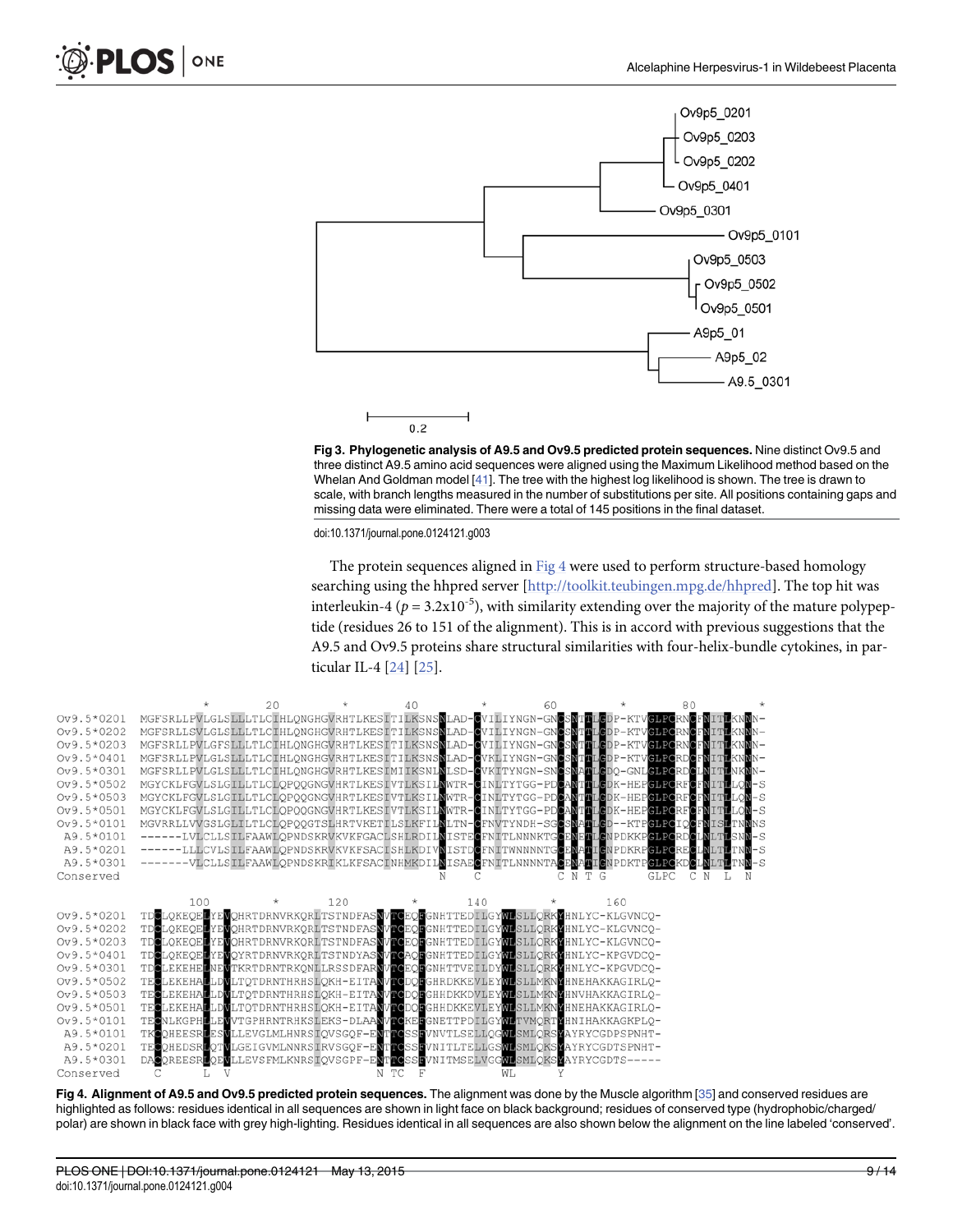**Fig 3. Phylogenetic analysis of A9.5 and Ov9.5 predicted protein sequences.** Nine distinct Ov9.5 and three distinct A9.5 amino acid sequences were aligned using the Maximum Likelihood method based on the Whelan And Goldman model [41]. The tree with the highest log likelihood is shown. The tree is drawn to scale, with branch lengths measured in the number of substitutions per site. All positions containing gaps and missing data were eliminated. There were a total of 145 positions in the final dataset.

doi:10.1371/journal.pone.0124121.g003

The protein sequences aligned in Fig 4 were used to perform structure-based homology searching using the hhpred server [http://toolkit.teubingen.mpg.de/hhpred]. The top hit was interleukin-4 ($p = 3.2 \times 10^{-5}$), with similarity extending over the majority of the mature polypeptide (residues 26 to 151 of the alignment). This is in accord with previous suggestions that the A9.5 and Ov9.5 proteins share structural similarities with four-helix-bundle cytokines, in particular IL-4 [24] [25].

**Fig 4. Alignment of A9.5 and Ov9.5 predicted protein sequences.** The alignment was done by the Muscle algorithm [35] and conserved residues are highlighted as follows: residues identical in all sequences are shown in light face on black background; residues of conserved type (hydrophobic/charged/polar) are shown in black face with grey high-lighting. Residues identical in all sequences are also shown below the alignment on the line labeled 'conserved'.

doi:10.1371/journal.pone.0124121.g004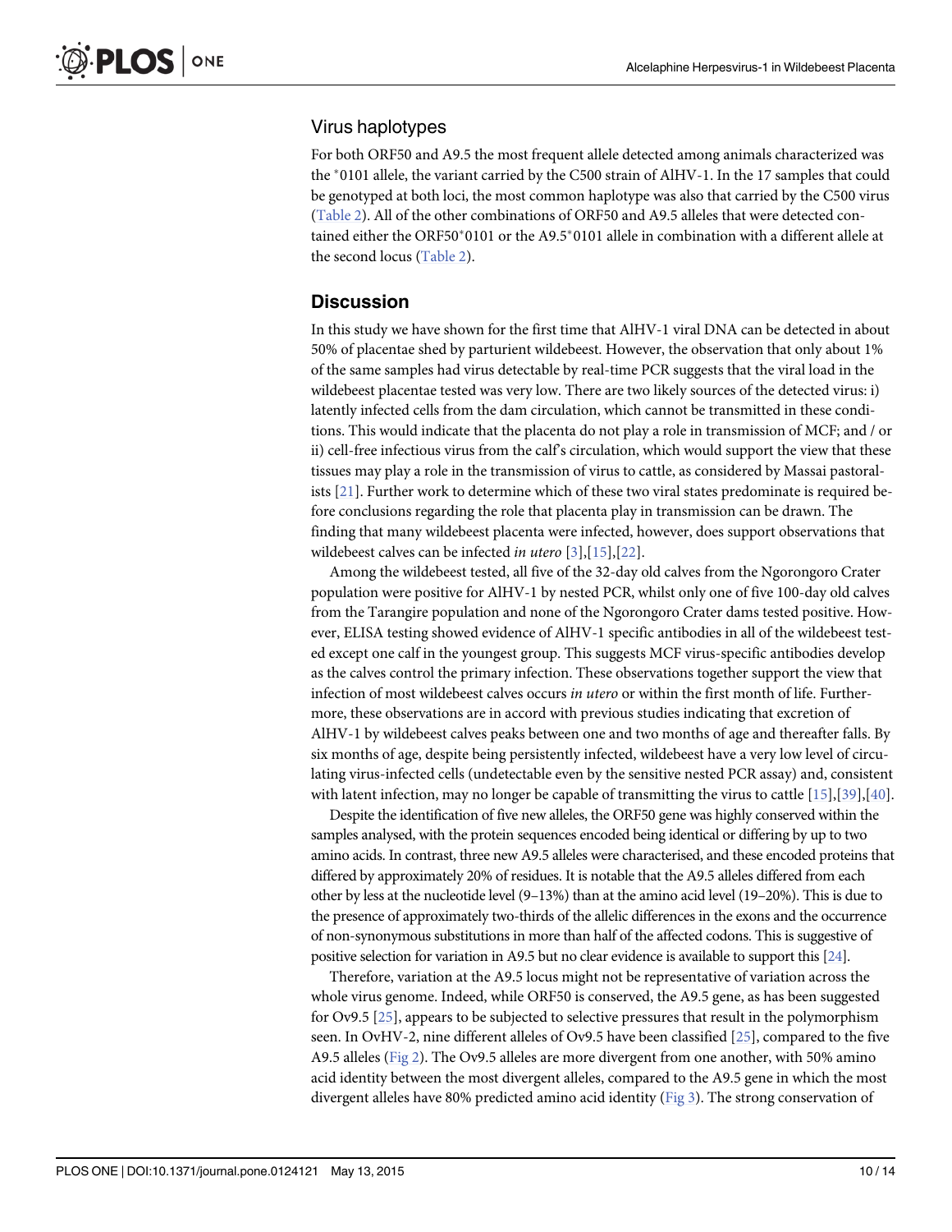### Virus haplotypes

For both ORF50 and A9.5 the most frequent allele detected among animals characterized was the *0101 allele, the variant carried by the C500 strain of AlHV-1. In the 17 samples that could be genotyped at both loci, the most common haplotype was also that carried by the C500 virus (Table 2). All of the other combinations of ORF50 and A9.5 alleles that were detected contained either the ORF50*0101 or the A9.5*0101 allele in combination with a different allele at the second locus (Table 2).

## Discussion

In this study we have shown for the first time that AlHV-1 viral DNA can be detected in about 50% of placentae shed by parturient wildebeest. However, the observation that only about 1% of the same samples had virus detectable by real-time PCR suggests that the viral load in the wildebeest placentae tested was very low. There are two likely sources of the detected virus: i) latently infected cells from the dam circulation, which cannot be transmitted in these conditions. This would indicate that the placenta do not play a role in transmission of MCF; and / or ii) cell-free infectious virus from the calf's circulation, which would support the view that these tissues may play a role in the transmission of virus to cattle, as considered by Massai pastoralists [21]. Further work to determine which of these two viral states predominate is required before conclusions regarding the role that placenta play in transmission can be drawn. The finding that many wildebeest placenta were infected, however, does support observations that wildebeest calves can be infected *in utero* [3],[15],[22].

Among the wildebeest tested, all five of the 32-day old calves from the Ngorongoro Crater population were positive for AlHV-1 by nested PCR, whilst only one of five 100-day old calves from the Tarangire population and none of the Ngorongoro Crater dams tested positive. However, ELISA testing showed evidence of AlHV-1 specific antibodies in all of the wildebeest tested except one calf in the youngest group. This suggests MCF virus-specific antibodies develop as the calves control the primary infection. These observations together support the view that infection of most wildebeest calves occurs *in utero* or within the first month of life. Furthermore, these observations are in accord with previous studies indicating that excretion of AlHV-1 by wildebeest calves peaks between one and two months of age and thereafter falls. By six months of age, despite being persistently infected, wildebeest have a very low level of circulating virus-infected cells (undetectable even by the sensitive nested PCR assay) and, consistent with latent infection, may no longer be capable of transmitting the virus to cattle [15],[39],[40].

Despite the identification of five new alleles, the ORF50 gene was highly conserved within the samples analysed, with the protein sequences encoded being identical or differing by up to two amino acids. In contrast, three new A9.5 alleles were characterised, and these encoded proteins that differed by approximately 20% of residues. It is notable that the A9.5 alleles differed from each other by less at the nucleotide level (9–13%) than at the amino acid level (19–20%). This is due to the presence of approximately two-thirds of the allelic differences in the exons and the occurrence of non-synonymous substitutions in more than half of the affected codons. This is suggestive of positive selection for variation in A9.5 but no clear evidence is available to support this [24].

Therefore, variation at the A9.5 locus might not be representative of variation across the whole virus genome. Indeed, while ORF50 is conserved, the A9.5 gene, as has been suggested for Ov9.5 [25], appears to be subjected to selective pressures that result in the polymorphism seen. In OvHV-2, nine different alleles of Ov9.5 have been classified [25], compared to the five A9.5 alleles (Fig 2). The Ov9.5 alleles are more divergent from one another, with 50% amino acid identity between the most divergent alleles, compared to the A9.5 gene in which the most divergent alleles have 80% predicted amino acid identity (Fig 3). The strong conservation of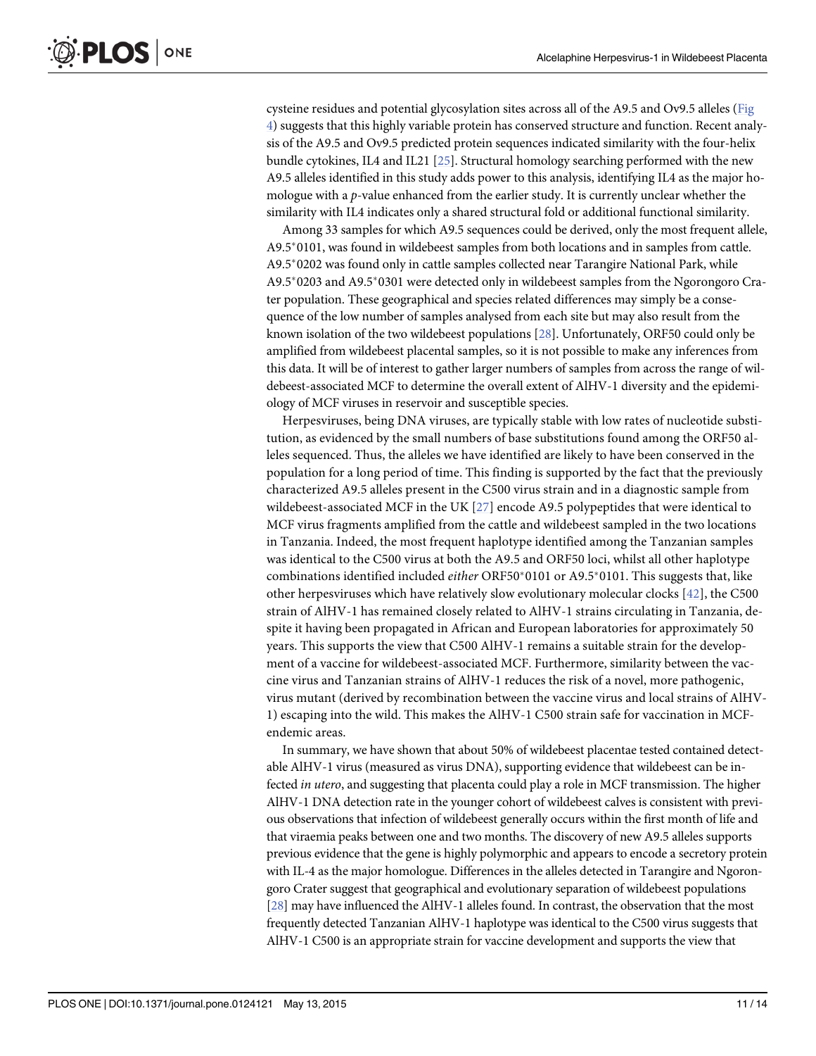cysteine residues and potential glycosylation sites across all of the A9.5 and Ov9.5 alleles (Fig 4) suggests that this highly variable protein has conserved structure and function. Recent analysis of the A9.5 and Ov9.5 predicted protein sequences indicated similarity with the four-helix bundle cytokines, IL4 and IL21 [25]. Structural homology searching performed with the new A9.5 alleles identified in this study adds power to this analysis, identifying IL4 as the major homologue with a *p*-value enhanced from the earlier study. It is currently unclear whether the similarity with IL4 indicates only a shared structural fold or additional functional similarity.

Among 33 samples for which A9.5 sequences could be derived, only the most frequent allele, A9.5*0101, was found in wildebeest samples from both locations and in samples from cattle. A9.5*0202 was found only in cattle samples collected near Tarangire National Park, while A9.5*0203 and A9.5*0301 were detected only in wildebeest samples from the Ngorongoro Crater population. These geographical and species related differences may simply be a consequence of the low number of samples analysed from each site but may also result from the known isolation of the two wildebeest populations [28]. Unfortunately, ORF50 could only be amplified from wildebeest placental samples, so it is not possible to make any inferences from this data. It will be of interest to gather larger numbers of samples from across the range of wildebeest-associated MCF to determine the overall extent of AlHV-1 diversity and the epidemiology of MCF viruses in reservoir and susceptible species.

Herpesviruses, being DNA viruses, are typically stable with low rates of nucleotide substitution, as evidenced by the small numbers of base substitutions found among the ORF50 alleles sequenced. Thus, the alleles we have identified are likely to have been conserved in the population for a long period of time. This finding is supported by the fact that the previously characterized A9.5 alleles present in the C500 virus strain and in a diagnostic sample from wildebeest-associated MCF in the UK [27] encode A9.5 polypeptides that were identical to MCF virus fragments amplified from the cattle and wildebeest sampled in the two locations in Tanzania. Indeed, the most frequent haplotype identified among the Tanzanian samples was identical to the C500 virus at both the A9.5 and ORF50 loci, whilst all other haplotype combinations identified included *either* ORF50*0101 or A9.5*0101. This suggests that, like other herpesviruses which have relatively slow evolutionary molecular clocks [42], the C500 strain of AlHV-1 has remained closely related to AlHV-1 strains circulating in Tanzania, despite it having been propagated in African and European laboratories for approximately 50 years. This supports the view that C500 AlHV-1 remains a suitable strain for the development of a vaccine for wildebeest-associated MCF. Furthermore, similarity between the vaccine virus and Tanzanian strains of AlHV-1 reduces the risk of a novel, more pathogenic, virus mutant (derived by recombination between the vaccine virus and local strains of AlHV-1) escaping into the wild. This makes the AlHV-1 C500 strain safe for vaccination in MCF-endemic areas.

In summary, we have shown that about 50% of wildebeest placentae tested contained detectable AlHV-1 virus (measured as virus DNA), supporting evidence that wildebeest can be infected *in utero*, and suggesting that placenta could play a role in MCF transmission. The higher AlHV-1 DNA detection rate in the younger cohort of wildebeest calves is consistent with previous observations that infection of wildebeest generally occurs within the first month of life and that viraemia peaks between one and two months. The discovery of new A9.5 alleles supports previous evidence that the gene is highly polymorphic and appears to encode a secretory protein with IL-4 as the major homologue. Differences in the alleles detected in Tarangire and Ngorongoro Crater suggest that geographical and evolutionary separation of wildebeest populations [28] may have influenced the AlHV-1 alleles found. In contrast, the observation that the most frequently detected Tanzanian AlHV-1 haplotype was identical to the C500 virus suggests that AlHV-1 C500 is an appropriate strain for vaccine development and supports the view that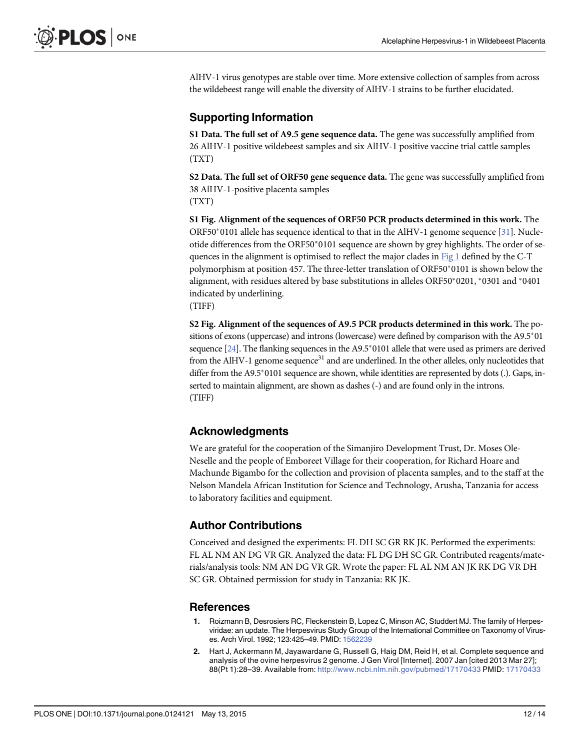AlHV-1 virus genotypes are stable over time. More extensive collection of samples from across the wildebeest range will enable the diversity of AlHV-1 strains to be further elucidated.

## Supporting Information

**S1 Data. The full set of A9.5 gene sequence data.** The gene was successfully amplified from 26 AlHV-1 positive wildebeest samples and six AlHV-1 positive vaccine trial cattle samples (TXT)

**S2 Data. The full set of ORF50 gene sequence data.** The gene was successfully amplified from 38 AlHV-1-positive placenta samples
(TXT)

**S1 Fig. Alignment of the sequences of ORF50 PCR products determined in this work.** The ORF50*0101 allele has sequence identical to that in the AlHV-1 genome sequence [31]. Nucleotide differences from the ORF50*0101 sequence are shown by grey highlights. The order of sequences in the alignment is optimised to reflect the major clades in Fig 1 defined by the C-T polymorphism at position 457. The three-letter translation of ORF50*0101 is shown below the alignment, with residues altered by base substitutions in alleles ORF50*0201, *0301 and *0401 indicated by underlining.
(TIFF)

**S2 Fig. Alignment of the sequences of A9.5 PCR products determined in this work.** The positions of exons (uppercase) and introns (lowercase) were defined by comparison with the A9.5*01 sequence [24]. The flanking sequences in the A9.5*0101 allele that were used as primers are derived from the AlHV-1 genome sequence[31] and are underlined. In the other alleles, only nucleotides that differ from the A9.5*0101 sequence are shown, while identities are represented by dots (.). Gaps, inserted to maintain alignment, are shown as dashes (-) and are found only in the introns.
(TIFF)

## Acknowledgments

We are grateful for the cooperation of the Simanjiro Development Trust, Dr. Moses Ole-Neselle and the people of Emboreet Village for their cooperation, for Richard Hoare and Machunde Bigambo for the collection and provision of placenta samples, and to the staff at the Nelson Mandela African Institution for Science and Technology, Arusha, Tanzania for access to laboratory facilities and equipment.

## Author Contributions

Conceived and designed the experiments: FL DH SC GR RK JK. Performed the experiments: FL AL NM AN DG VR GR. Analyzed the data: FL DG DH SC GR. Contributed reagents/materials/analysis tools: NM AN DG VR GR. Wrote the paper: FL AL NM AN JK RK DG VR DH SC GR. Obtained permission for study in Tanzania: RK JK.

## References

1. Roizmann B, Desrosiers RC, Fleckenstein B, Lopez C, Minson AC, Studdert MJ. The family of Herpesviridae: an update. The Herpesvirus Study Group of the International Committee on Taxonomy of Viruses. Arch Virol. 1992; 123:425–49. PMID: 1562239
2. Hart J, Ackermann M, Jayawardane G, Russell G, Haig DM, Reid H, et al. Complete sequence and analysis of the ovine herpesvirus 2 genome. J Gen Virol [Internet]. 2007 Jan [cited 2013 Mar 27]; 88(Pt 1):28–39. Available from: http://www.ncbi.nlm.nih.gov/pubmed/17170433 PMID: 17170433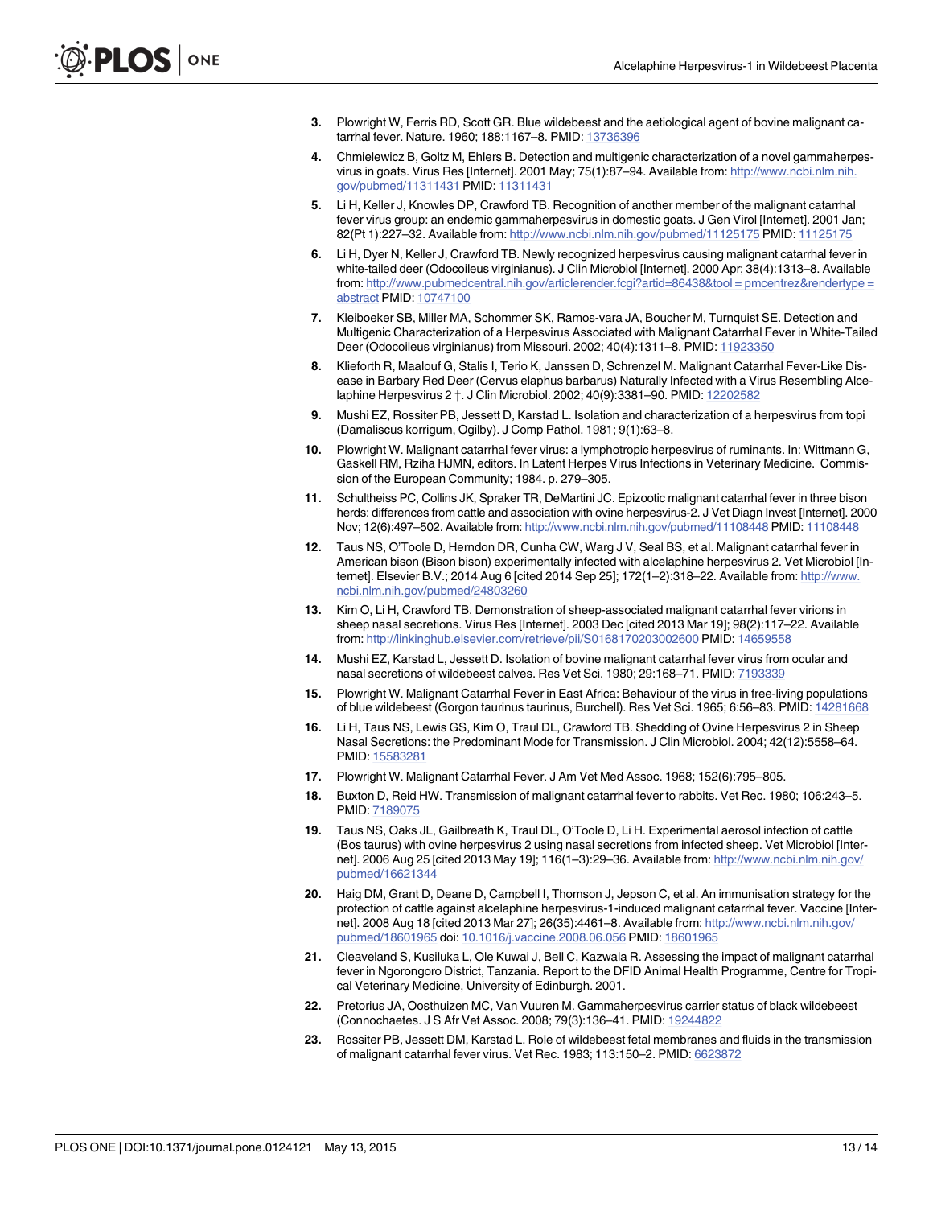3. Plowright W, Ferris RD, Scott GR. Blue wildebeest and the aetiological agent of bovine malignant catarrhal fever. Nature. 1960; 188:1167–8. PMID: 13736396

4. Chmielewicz B, Goltz M, Ehlers B. Detection and multigenic characterization of a novel gammaherpesvirus in goats. Virus Res [Internet]. 2001 May; 75(1):87–94. Available from: http://www.ncbi.nlm.nih.gov/pubmed/11311431 PMID: 11311431

5. Li H, Keller J, Knowles DP, Crawford TB. Recognition of another member of the malignant catarrhal fever virus group: an endemic gammaherpesvirus in domestic goats. J Gen Virol [Internet]. 2001 Jan; 82(Pt 1):227–32. Available from: http://www.ncbi.nlm.nih.gov/pubmed/11125175 PMID: 11125175

6. Li H, Dyer N, Keller J, Crawford TB. Newly recognized herpesvirus causing malignant catarrhal fever in white-tailed deer (Odocoileus virginianus). J Clin Microbiol [Internet]. 2000 Apr; 38(4):1313–8. Available from: http://www.pubmedcentral.nih.gov/articlerender.fcgi?artid=86438&tool = pmcentrez&rendertype = abstract PMID: 10747100

7. Kleiboeker SB, Miller MA, Schommer SK, Ramos-vara JA, Boucher M, Turnquist SE. Detection and Multigenic Characterization of a Herpesvirus Associated with Malignant Catarrhal Fever in White-Tailed Deer (Odocoileus virginianus) from Missouri. 2002; 40(4):1311–8. PMID: 11923350

8. Klieforth R, Maalouf G, Stalis I, Terio K, Janssen D, Schrenzel M. Malignant Catarrhal Fever-Like Disease in Barbary Red Deer (Cervus elaphus barbarus) Naturally Infected with a Virus Resembling Alcelaphine Herpesvirus 2 †. J Clin Microbiol. 2002; 40(9):3381–90. PMID: 12202582

9. Mushi EZ, Rossiter PB, Jessett D, Karstad L. Isolation and characterization of a herpesvirus from topi (Damaliscus korrigum, Ogilby). J Comp Pathol. 1981; 9(1):63–8.

10. Plowright W. Malignant catarrhal fever virus: a lymphotropic herpesvirus of ruminants. In: Wittmann G, Gaskell RM, Rziha HJMN, editors. In Latent Herpes Virus Infections in Veterinary Medicine. Commission of the European Community; 1984. p. 279–305.

11. Schultheiss PC, Collins JK, Spraker TR, DeMartini JC. Epizootic malignant catarrhal fever in three bison herds: differences from cattle and association with ovine herpesvirus-2. J Vet Diagn Invest [Internet]. 2000 Nov; 12(6):497–502. Available from: http://www.ncbi.nlm.nih.gov/pubmed/11108448 PMID: 11108448

12. Taus NS, O'Toole D, Herndon DR, Cunha CW, Warg J V, Seal BS, et al. Malignant catarrhal fever in American bison (Bison bison) experimentally infected with alcelaphine herpesvirus 2. Vet Microbiol [Internet]. Elsevier B.V.; 2014 Aug 6 [cited 2014 Sep 25]; 172(1–2):318–22. Available from: http://www.ncbi.nlm.nih.gov/pubmed/24803260

13. Kim O, Li H, Crawford TB. Demonstration of sheep-associated malignant catarrhal fever virions in sheep nasal secretions. Virus Res [Internet]. 2003 Dec [cited 2013 Mar 19]; 98(2):117–22. Available from: http://linkinghub.elsevier.com/retrieve/pii/S0168170203002600 PMID: 14659558

14. Mushi EZ, Karstad L, Jessett D. Isolation of bovine malignant catarrhal fever virus from ocular and nasal secretions of wildebeest calves. Res Vet Sci. 1980; 29:168–71. PMID: 7193339

15. Plowright W. Malignant Catarrhal Fever in East Africa: Behaviour of the virus in free-living populations of blue wildebeest (Gorgon taurinus taurinus, Burchell). Res Vet Sci. 1965; 6:56–83. PMID: 14281668

16. Li H, Taus NS, Lewis GS, Kim O, Traul DL, Crawford TB. Shedding of Ovine Herpesvirus 2 in Sheep Nasal Secretions: the Predominant Mode for Transmission. J Clin Microbiol. 2004; 42(12):5558–64. PMID: 15583281

17. Plowright W. Malignant Catarrhal Fever. J Am Vet Med Assoc. 1968; 152(6):795–805.

18. Buxton D, Reid HW. Transmission of malignant catarrhal fever to rabbits. Vet Rec. 1980; 106:243–5. PMID: 7189075

19. Taus NS, Oaks JL, Gailbreath K, Traul DL, O'Toole D, Li H. Experimental aerosol infection of cattle (Bos taurus) with ovine herpesvirus 2 using nasal secretions from infected sheep. Vet Microbiol [Internet]. 2006 Aug 25 [cited 2013 May 19]; 116(1–3):29–36. Available from: http://www.ncbi.nlm.nih.gov/pubmed/16621344

20. Haig DM, Grant D, Deane D, Campbell I, Thomson J, Jepson C, et al. An immunisation strategy for the protection of cattle against alcelaphine herpesvirus-1-induced malignant catarrhal fever. Vaccine [Internet]. 2008 Aug 18 [cited 2013 Mar 27]; 26(35):4461–8. Available from: http://www.ncbi.nlm.nih.gov/pubmed/18601965 doi: 10.1016/j.vaccine.2008.06.056 PMID: 18601965

21. Cleaveland S, Kusiluka L, Ole Kuwai J, Bell C, Kazwala R. Assessing the impact of malignant catarrhal fever in Ngorongoro District, Tanzania. Report to the DFID Animal Health Programme, Centre for Tropical Veterinary Medicine, University of Edinburgh. 2001.

22. Pretorius JA, Oosthuizen MC, Van Vuuren M. Gammaherpesvirus carrier status of black wildebeest (Connochaetes. J S Afr Vet Assoc. 2008; 79(3):136–41. PMID: 19244822

23. Rossiter PB, Jessett DM, Karstad L. Role of wildebeest fetal membranes and fluids in the transmission of malignant catarrhal fever virus. Vet Rec. 1983; 113:150–2. PMID: 6623872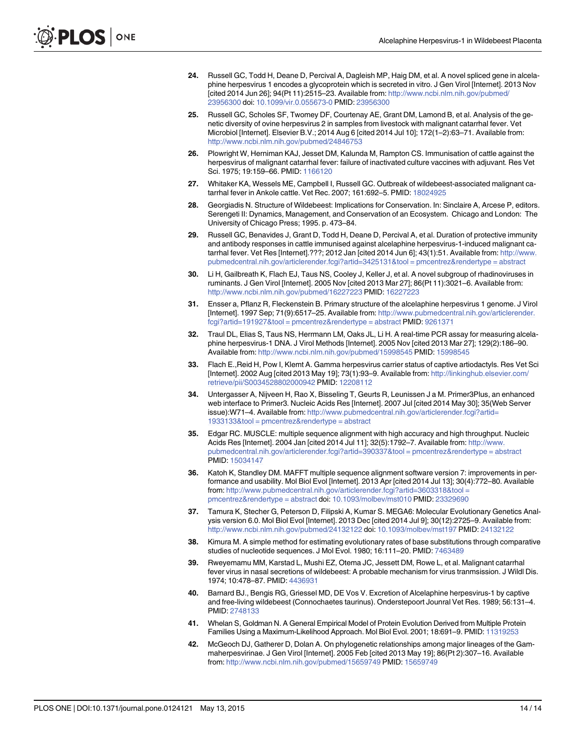24. Russell GC, Todd H, Deane D, Percival A, Dagleish MP, Haig DM, et al. A novel spliced gene in alcelaphine herpesvirus 1 encodes a glycoprotein which is secreted in vitro. J Gen Virol [Internet]. 2013 Nov [cited 2014 Jun 26]; 94(Pt 11):2515–23. Available from: http://www.ncbi.nlm.nih.gov/pubmed/23956300 doi: 10.1099/vir.0.055673-0 PMID: 23956300

25. Russell GC, Scholes SF, Twomey DF, Courtenay AE, Grant DM, Lamond B, et al. Analysis of the genetic diversity of ovine herpesvirus 2 in samples from livestock with malignant catarrhal fever. Vet Microbiol [Internet]. Elsevier B.V.; 2014 Aug 6 [cited 2014 Jul 10]; 172(1–2):63–71. Available from: http://www.ncbi.nlm.nih.gov/pubmed/24846753

26. Plowright W, Herniman KAJ, Jesset DM, Kalunda M, Rampton CS. Immunisation of cattle against the herpesvirus of malignant catarrhal fever: failure of inactivated culture vaccines with adjuvant. Res Vet Sci. 1975; 19:159–66. PMID: 1166120

27. Whitaker KA, Wessels ME, Campbell I, Russell GC. Outbreak of wildebeest-associated malignant catarrhal fever in Ankole cattle. Vet Rec. 2007; 161:692–5. PMID: 18024925

28. Georgiadis N. Structure of Wildebeest: Implications for Conservation. In: Sinclaire A, Arcese P, editors. Serengeti II: Dynamics, Management, and Conservation of an Ecosystem. Chicago and London: The University of Chicago Press; 1995. p. 473–84.

29. Russell GC, Benavides J, Grant D, Todd H, Deane D, Percival A, et al. Duration of protective immunity and antibody responses in cattle immunised against alcelaphine herpesvirus-1-induced malignant catarrhal fever. Vet Res [Internet].???; 2012 Jan [cited 2014 Jun 6]; 43(1):51. Available from: http://www.pubmedcentral.nih.gov/articlerender.fcgi?artid=3425131&tool = pmcentrez&rendertype = abstract

30. Li H, Gailbreath K, Flach EJ, Taus NS, Cooley J, Keller J, et al. A novel subgroup of rhadinoviruses in ruminants. J Gen Virol [Internet]. 2005 Nov [cited 2013 Mar 27]; 86(Pt 11):3021–6. Available from: http://www.ncbi.nlm.nih.gov/pubmed/16227223 PMID: 16227223

31. Ensser a, Pflanz R, Fleckenstein B. Primary structure of the alcelaphine herpesvirus 1 genome. J Virol [Internet]. 1997 Sep; 71(9):6517–25. Available from: http://www.pubmedcentral.nih.gov/articlerender.fcgi?artid=191927&tool = pmcentrez&rendertype = abstract PMID: 9261371

32. Traul DL, Elias S, Taus NS, Herrmann LM, Oaks JL, Li H. A real-time PCR assay for measuring alcelaphine herpesvirus-1 DNA. J Virol Methods [Internet]. 2005 Nov [cited 2013 Mar 27]; 129(2):186–90. Available from: http://www.ncbi.nlm.nih.gov/pubmed/15998545 PMID: 15998545

33. Flach E.,Reid H, Pow I, Klemt A. Gamma herpesvirus carrier status of captive artiodactyls. Res Vet Sci [Internet]. 2002 Aug [cited 2013 May 19]; 73(1):93–9. Available from: http://linkinghub.elsevier.com/retrieve/pii/S0034528802000942 PMID: 12208112

34. Untergasser A, Nijveen H, Rao X, Bisseling T, Geurts R, Leunissen J a M. Primer3Plus, an enhanced web interface to Primer3. Nucleic Acids Res [Internet]. 2007 Jul [cited 2014 May 30]; 35(Web Server issue):W71–4. Available from: http://www.pubmedcentral.nih.gov/articlerender.fcgi?artid=1933133&tool = pmcentrez&rendertype = abstract

35. Edgar RC. MUSCLE: multiple sequence alignment with high accuracy and high throughput. Nucleic Acids Res [Internet]. 2004 Jan [cited 2014 Jul 11]; 32(5):1792–7. Available from: http://www.pubmedcentral.nih.gov/articlerender.fcgi?artid=390337&tool = pmcentrez&rendertype = abstract PMID: 15034147

36. Katoh K, Standley DM. MAFFT multiple sequence alignment software version 7: improvements in performance and usability. Mol Biol Evol [Internet]. 2013 Apr [cited 2014 Jul 13]; 30(4):772–80. Available from: http://www.pubmedcentral.nih.gov/articlerender.fcgi?artid=3603318&tool = pmcentrez&rendertype = abstract doi: 10.1093/molbev/mst010 PMID: 23329690

37. Tamura K, Stecher G, Peterson D, Filipski A, Kumar S. MEGA6: Molecular Evolutionary Genetics Analysis version 6.0. Mol Biol Evol [Internet]. 2013 Dec [cited 2014 Jul 9]; 30(12):2725–9. Available from: http://www.ncbi.nlm.nih.gov/pubmed/24132122 doi: 10.1093/molbev/mst197 PMID: 24132122

38. Kimura M. A simple method for estimating evolutionary rates of base substitutions through comparative studies of nucleotide sequences. J Mol Evol. 1980; 16:111–20. PMID: 7463489

39. Rweyemamu MM, Karstad L, Mushi EZ, Otema JC, Jessett DM, Rowe L, et al. Malignant catarrhal fever virus in nasal secretions of wildebeest: A probable mechanism for virus tranmsission. J Wildl Dis. 1974; 10:478–87. PMID: 4436931

40. Barnard BJ., Bengis RG, Griessel MD, DE Vos V. Excretion of Alcelaphine herpesvirus-1 by captive and free-living wildebeest (Connochaetes taurinus). Onderstepoort Jounral Vet Res. 1989; 56:131–4. PMID: 2748133

41. Whelan S, Goldman N. A General Empirical Model of Protein Evolution Derived from Multiple Protein Families Using a Maximum-Likelihood Approach. Mol Biol Evol. 2001; 18:691–9. PMID: 11319253

42. McGeoch DJ, Gatherer D, Dolan A. On phylogenetic relationships among major lineages of the Gammaherpesvirinae. J Gen Virol [Internet]. 2005 Feb [cited 2013 May 19]; 86(Pt 2):307–16. Available from: http://www.ncbi.nlm.nih.gov/pubmed/15659749 PMID: 15659749